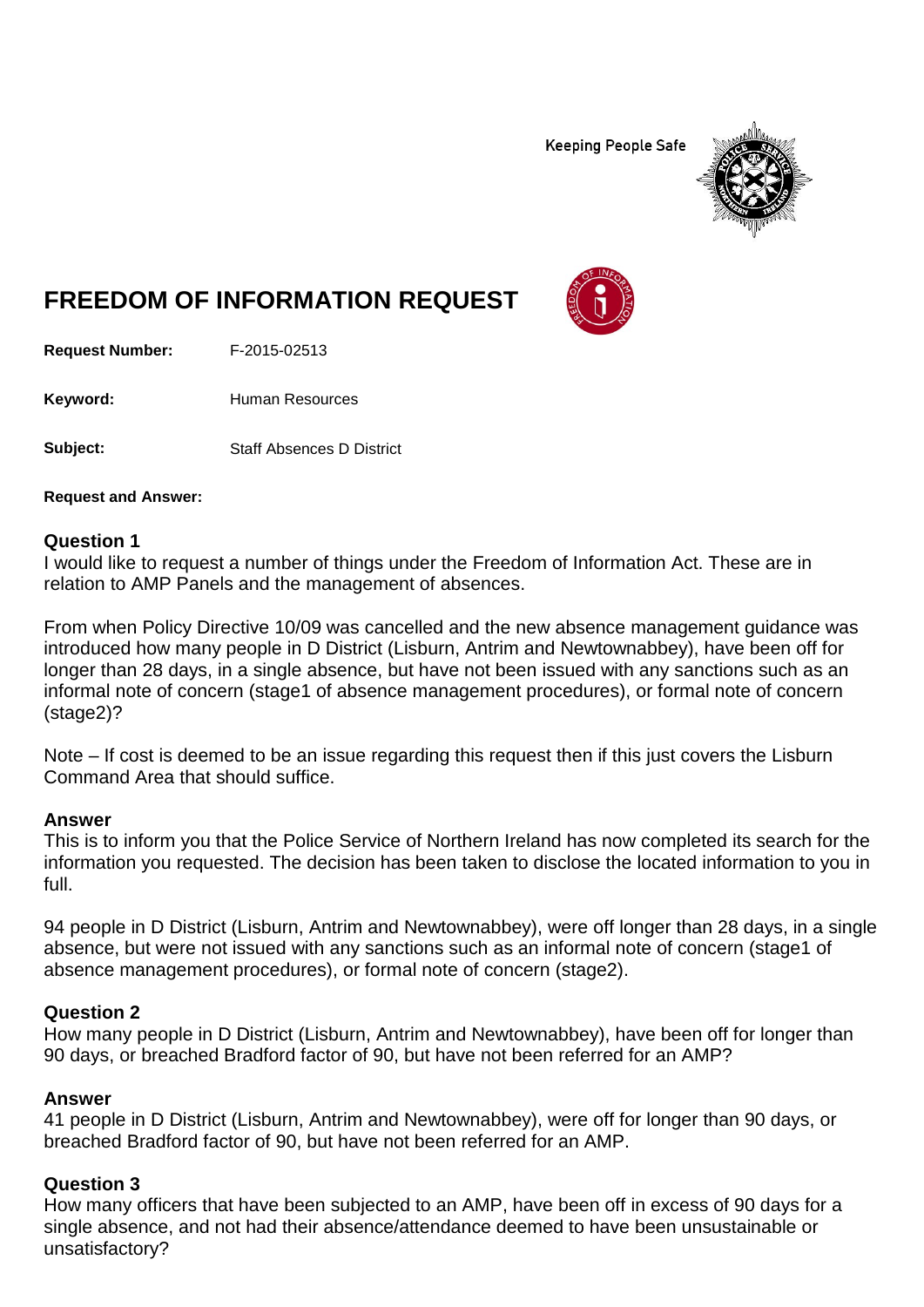Keeping People Safe

# FREEDOM OF INFORMATION REQUEST

**Request Number:** F-2015-02513

**Keyword:** Human Resources

**Subject:** Staff Absences D District

**Request and Answer:**

### Question 1

I would like to request a number of things under the Freedom of Information Act. These are in relation to AMP Panels and the management of absences.

From when Policy Directive 10/09 was cancelled and the new absence management guidance was introduced how many people in D District (Lisburn, Antrim and Newtownabbey), have been off for longer than 28 days, in a single absence, but have not been issued with any sanctions such as an informal note of concern (stage1 of absence management procedures), or formal note of concern (stage2)?

Note – If cost is deemed to be an issue regarding this request then if this just covers the Lisburn Command Area that should suffice.

### Answer

This is to inform you that the Police Service of Northern Ireland has now completed its search for the information you requested. The decision has been taken to disclose the located information to you in full.

94 people in D District (Lisburn, Antrim and Newtownabbey), were off longer than 28 days, in a single absence, but were not issued with any sanctions such as an informal note of concern (stage1 of absence management procedures), or formal note of concern (stage2).

### Question 2

How many people in D District (Lisburn, Antrim and Newtownabbey), have been off for longer than 90 days, or breached Bradford factor of 90, but have not been referred for an AMP?

### Answer

41 people in D District (Lisburn, Antrim and Newtownabbey), were off for longer than 90 days, or breached Bradford factor of 90, but have not been referred for an AMP.

### Question 3

How many officers that have been subjected to an AMP, have been off in excess of 90 days for a single absence, and not had their absence/attendance deemed to have been unsustainable or unsatisfactory?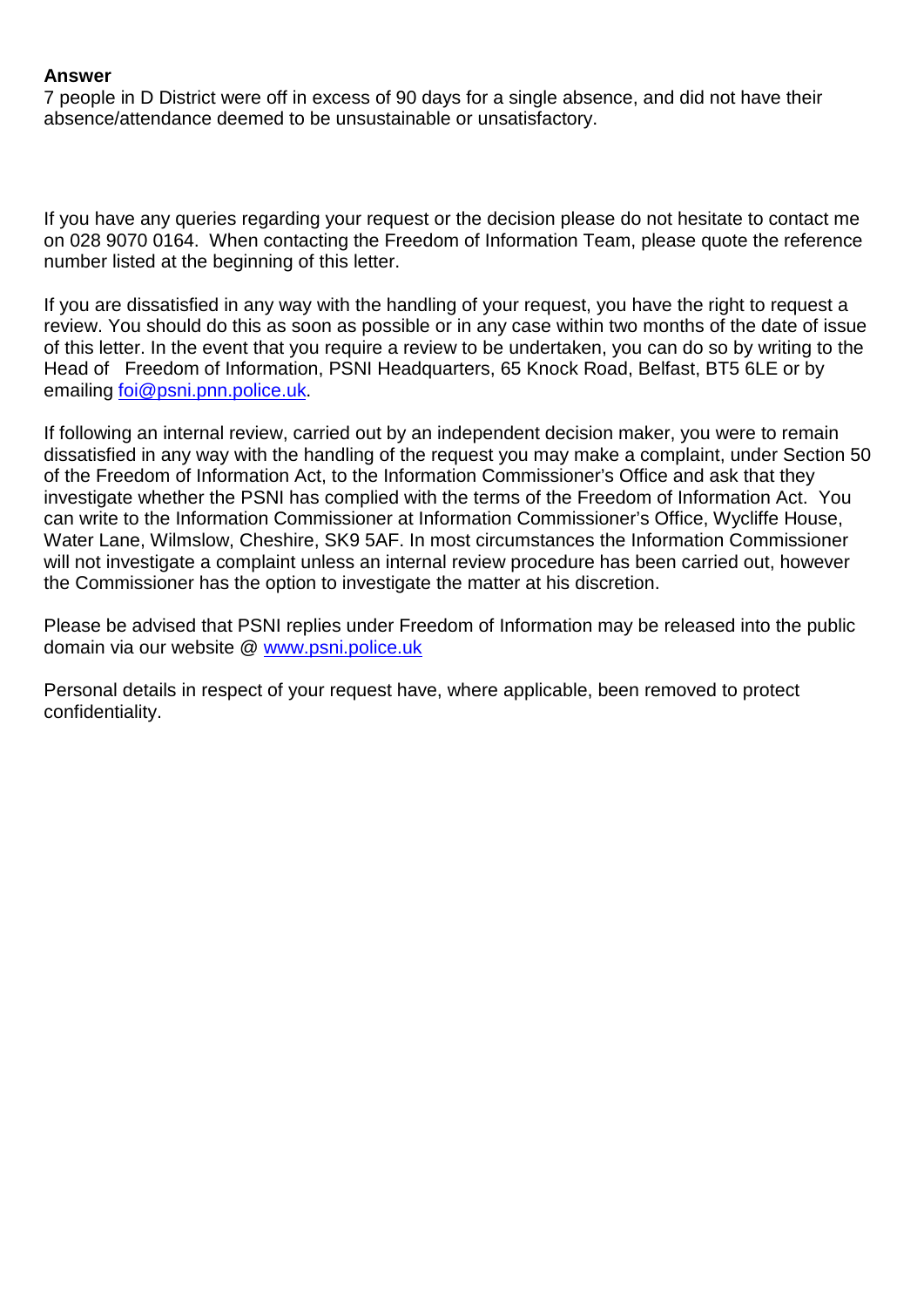**Answer**

7 people in D District were off in excess of 90 days for a single absence, and did not have their absence/attendance deemed to be unsustainable or unsatisfactory.

If you have any queries regarding your request or the decision please do not hesitate to contact me on 028 9070 0164. When contacting the Freedom of Information Team, please quote the reference number listed at the beginning of this letter.

If you are dissatisfied in any way with the handling of your request, you have the right to request a review. You should do this as soon as possible or in any case within two months of the date of issue of this letter. In the event that you require a review to be undertaken, you can do so by writing to the Head of Freedom of Information, PSNI Headquarters, 65 Knock Road, Belfast, BT5 6LE or by emailing [foi@psni.pnn.police.uk](mailto:foi@psni.pnn.police.uk).

If following an internal review, carried out by an independent decision maker, you were to remain dissatisfied in any way with the handling of the request you may make a complaint, under Section 50 of the Freedom of Information Act, to the Information Commissioner's Office and ask that they investigate whether the PSNI has complied with the terms of the Freedom of Information Act. You can write to the Information Commissioner at Information Commissioner's Office, Wycliffe House, Water Lane, Wilmslow, Cheshire, SK9 5AF. In most circumstances the Information Commissioner will not investigate a complaint unless an internal review procedure has been carried out, however the Commissioner has the option to investigate the matter at his discretion.

Please be advised that PSNI replies under Freedom of Information may be released into the public domain via our website @ [www.psni.police.uk](http://www.psni.police.uk)

Personal details in respect of your request have, where applicable, been removed to protect confidentiality.